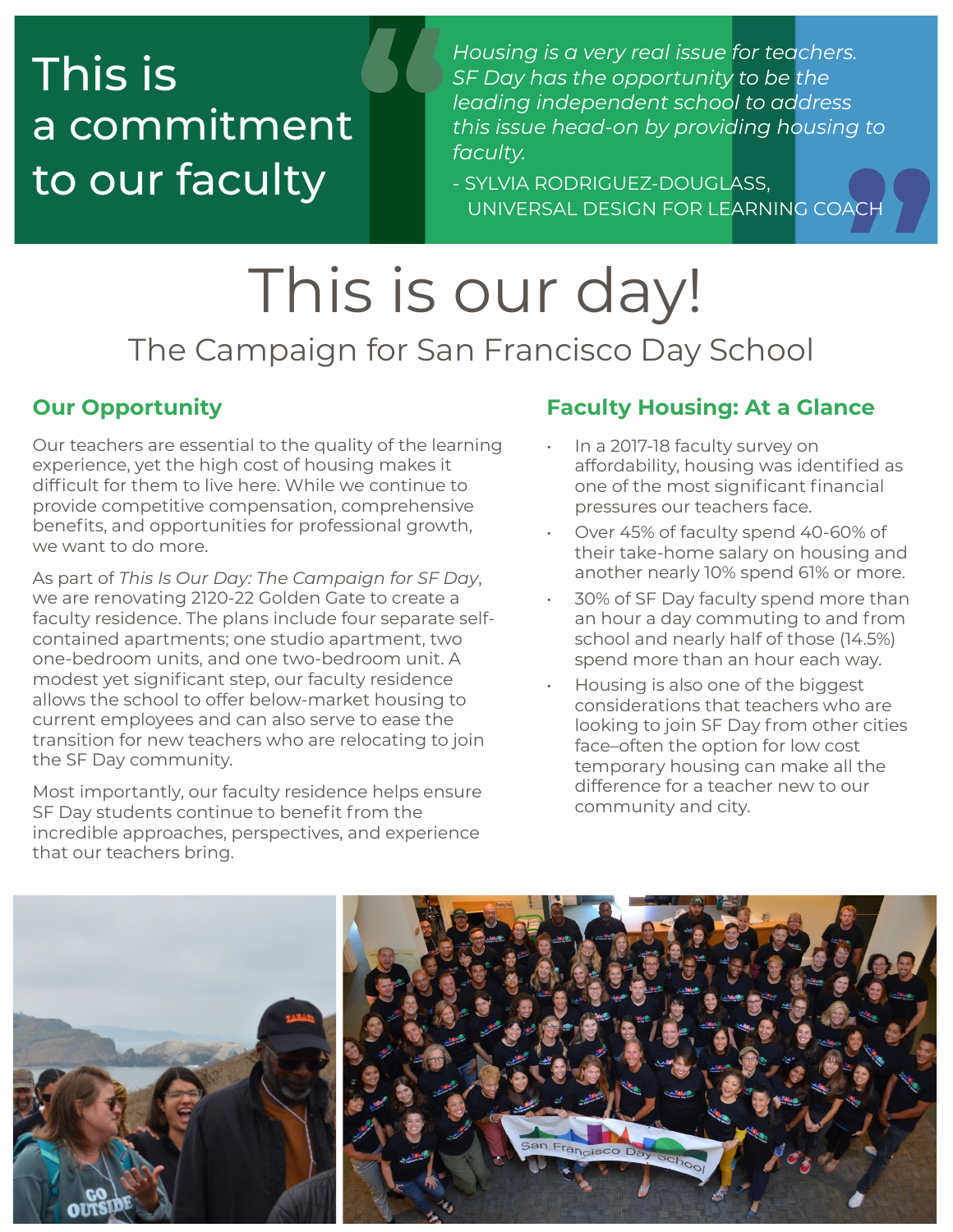# This is a commitment to our faculty

> *Housing is a very real issue for teachers. SF Day has the opportunity to be the leading independent school to address this issue head-on by providing housing to faculty.*
>
> - SYLVIA RODRIGUEZ-DOUGLASS, UNIVERSAL DESIGN FOR LEARNING COACH

# This is our day!

## The Campaign for San Francisco Day School

### Our Opportunity

Our teachers are essential to the quality of the learning experience, yet the high cost of housing makes it difficult for them to live here. While we continue to provide competitive compensation, comprehensive benefits, and opportunities for professional growth, we want to do more.

As part of *This Is Our Day: The Campaign for SF Day*, we are renovating 2120-22 Golden Gate to create a faculty residence. The plans include four separate self-contained apartments; one studio apartment, two one-bedroom units, and one two-bedroom unit. A modest yet significant step, our faculty residence allows the school to offer below-market housing to current employees and can also serve to ease the transition for new teachers who are relocating to join the SF Day community.

Most importantly, our faculty residence helps ensure SF Day students continue to benefit from the incredible approaches, perspectives, and experience that our teachers bring.

### Faculty Housing: At a Glance

- In a 2017-18 faculty survey on affordability, housing was identified as one of the most significant financial pressures our teachers face.
- Over 45% of faculty spend 40-60% of their take-home salary on housing and another nearly 10% spend 61% or more.
- 30% of SF Day faculty spend more than an hour a day commuting to and from school and nearly half of those (14.5%) spend more than an hour each way.
- Housing is also one of the biggest considerations that teachers who are looking to join SF Day from other cities face–often the option for low cost temporary housing can make all the difference for a teacher new to our community and city.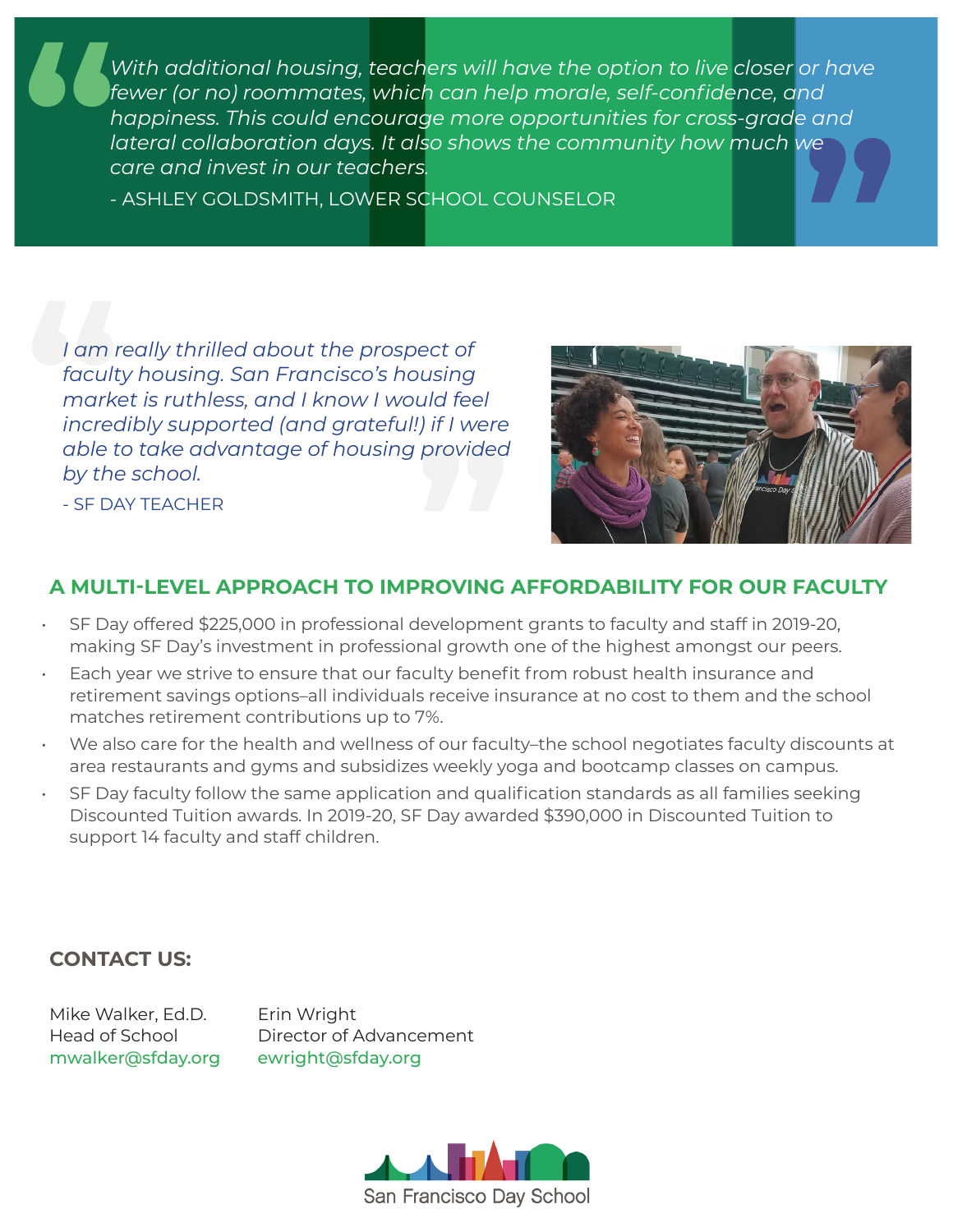*With additional housing, teachers will have the option to live closer or have fewer (or no) roommates, which can help morale, self-confidence, and happiness. This could encourage more opportunities for cross-grade and lateral collaboration days. It also shows the community how much we care and invest in our teachers.*

- ASHLEY GOLDSMITH, LOWER SCHOOL COUNSELOR

*I am really thrilled about the prospect of faculty housing. San Francisco's housing market is ruthless, and I know I would feel incredibly supported (and grateful!) if I were able to take advantage of housing provided by the school.*

- SF DAY TEACHER

## A MULTI-LEVEL APPROACH TO IMPROVING AFFORDABILITY FOR OUR FACULTY

- SF Day offered $225,000 in professional development grants to faculty and staff in 2019-20, making SF Day's investment in professional growth one of the highest amongst our peers.
- Each year we strive to ensure that our faculty benefit from robust health insurance and retirement savings options–all individuals receive insurance at no cost to them and the school matches retirement contributions up to 7%.
- We also care for the health and wellness of our faculty–the school negotiates faculty discounts at area restaurants and gyms and subsidizes weekly yoga and bootcamp classes on campus.
- SF Day faculty follow the same application and qualification standards as all families seeking Discounted Tuition awards. In 2019-20, SF Day awarded $390,000 in Discounted Tuition to support 14 faculty and staff children.

### CONTACT US:

Mike Walker, Ed.D.
Head of School
mwalker@sfday.org

Erin Wright
Director of Advancement
ewright@sfday.org

San Francisco Day School